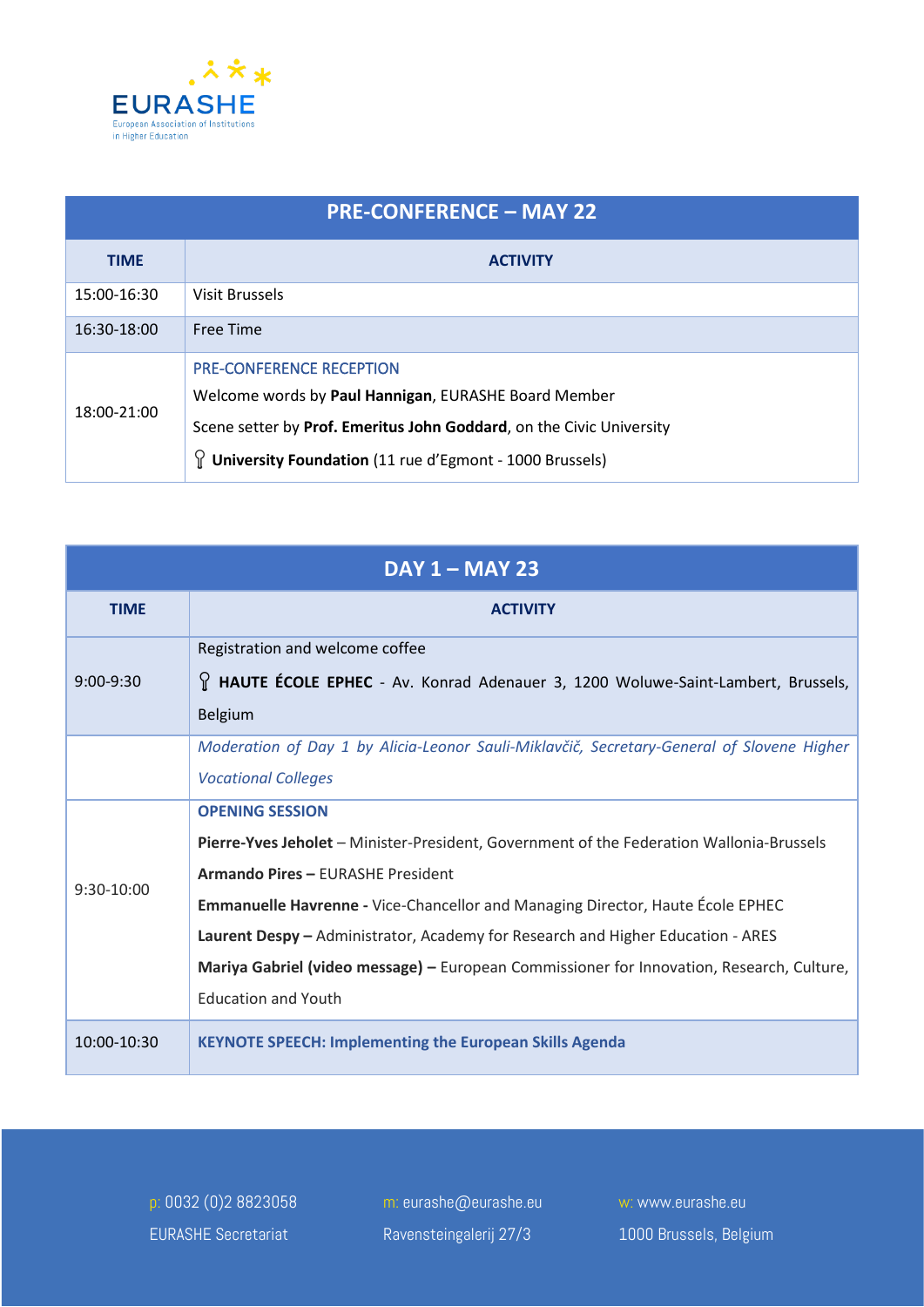EURASHE

European Association of Institutions in Higher Education

| PRE-CONFERENCE – MAY 22 | |
|---|---|
| **TIME** | **ACTIVITY** |
| 15:00-16:30 | Visit Brussels |
| 16:30-18:00 | Free Time |
| 18:00-21:00 | PRE-CONFERENCE RECEPTION<br>Welcome words by **Paul Hannigan**, EURASHE Board Member<br>Scene setter by **Prof. Emeritus John Goddard**, on the Civic University<br>**University Foundation** (11 rue d'Egmont - 1000 Brussels) |

| DAY 1 – MAY 23 | |
|---|---|
| **TIME** | **ACTIVITY** |
| 9:00-9:30 | Registration and welcome coffee<br>**HAUTE ÉCOLE EPHEC** - Av. Konrad Adenauer 3, 1200 Woluwe-Saint-Lambert, Brussels, Belgium |
| | *Moderation of Day 1 by Alicia-Leonor Sauli-Miklavčič, Secretary-General of Slovene Higher Vocational Colleges* |
| 9:30-10:00 | **OPENING SESSION**<br>**Pierre-Yves Jeholet** – Minister-President, Government of the Federation Wallonia-Brussels<br>**Armando Pires –** EURASHE President<br>**Emmanuelle Havrenne -** Vice-Chancellor and Managing Director, Haute École EPHEC<br>**Laurent Despy –** Administrator, Academy for Research and Higher Education - ARES<br>**Mariya Gabriel (video message) –** European Commissioner for Innovation, Research, Culture, Education and Youth |
| 10:00-10:30 | **KEYNOTE SPEECH: Implementing the European Skills Agenda** |

p: 0032 (0)2 8823058
EURASHE Secretariat

m: eurashe@eurashe.eu
Ravensteingalerij 27/3

w: www.eurashe.eu
1000 Brussels, Belgium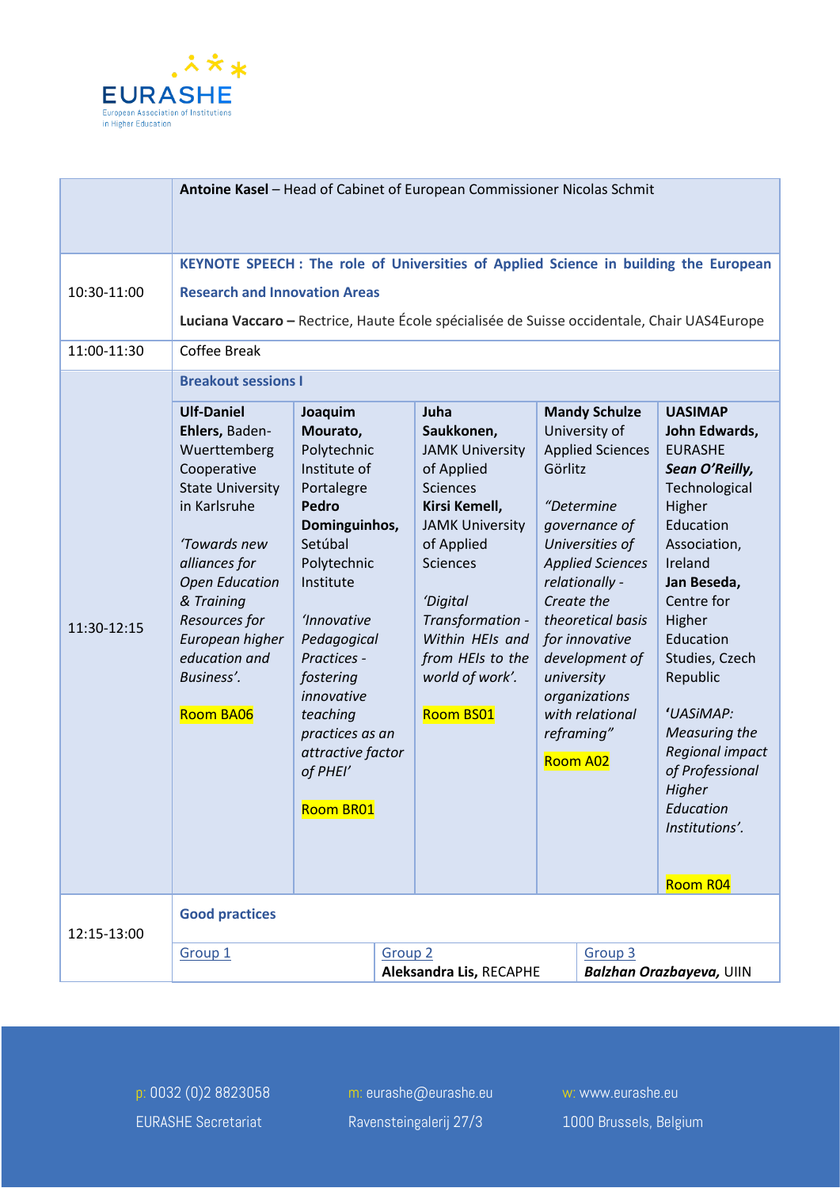| | |
|---|---|
| | **Antoine Kasel** – Head of Cabinet of European Commissioner Nicolas Schmit |
| 10:30-11:00 | **KEYNOTE SPEECH : The role of Universities of Applied Science in building the European Research and Innovation Areas**<br>**Luciana Vaccaro –** Rectrice, Haute École spécialisée de Suisse occidentale, Chair UAS4Europe |
| 11:00-11:30 | Coffee Break |
| 11:30-12:15 | **Breakout sessions I** |

| Session 1 | Session 2 | Session 3 | Session 4 | Session 5 |
|---|---|---|---|---|
| **Ulf-Daniel Ehlers,** Baden-Wuerttemberg Cooperative State University in Karlsruhe<br><br>*'Towards new alliances for Open Education & Training Resources for European higher education and Business'.*<br><br>Room BA06 | **Joaquim Mourato,** Polytechnic Institute of Portalegre<br>**Pedro Dominguinhos,** Setúbal Polytechnic Institute<br><br>*'Innovative Pedagogical Practices - fostering innovative teaching practices as an attractive factor of PHEI'*<br><br>Room BR01 | **Juha Saukkonen,** JAMK University of Applied Sciences<br>**Kirsi Kemell,** JAMK University of Applied Sciences<br><br>*'Digital Transformation - Within HEIs and from HEIs to the world of work'.*<br><br>Room BS01 | **Mandy Schulze** University of Applied Sciences Görlitz<br><br>*"Determine governance of Universities of Applied Sciences relationally - Create the theoretical basis for innovative development of university organizations with relational reframing"*<br><br>Room A02 | **UASIMAP**<br>**John Edwards,** EURASHE<br>***Sean O'Reilly,*** Technological Higher Education Association, Ireland<br>**Jan Beseda,** Centre for Higher Education Studies, Czech Republic<br><br>**'***UASiMAP: Measuring the Regional impact of Professional Higher Education Institutions'.*<br><br>Room R04 |

| 12:15-13:00 | **Good practices** | | |
|---|---|---|---|
| | Group 1 | Group 2<br>**Aleksandra Lis,** RECAPHE | Group 3<br>***Balzhan Orazbayeva,*** UIIN |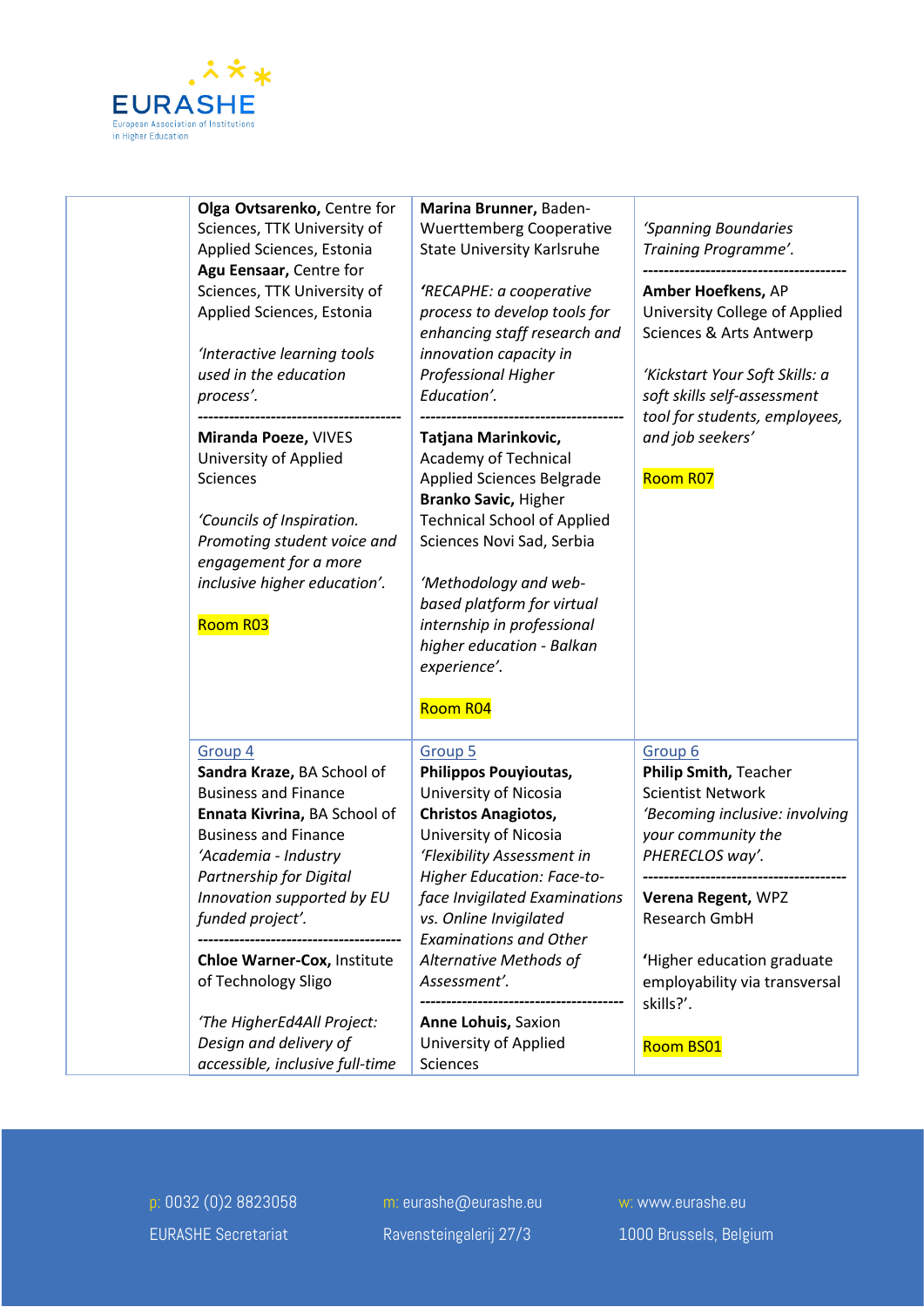| | | | |
|---|---|---|---|
| | **Olga Ovtsarenko,** Centre for Sciences, TTK University of Applied Sciences, Estonia<br>**Agu Eensaar,** Centre for Sciences, TTK University of Applied Sciences, Estonia<br><br>*'Interactive learning tools used in the education process'.*<br>---------------------------------------<br>**Miranda Poeze,** VIVES University of Applied Sciences<br><br>*'Councils of Inspiration. Promoting student voice and engagement for a more inclusive higher education'.*<br><br>Room R03 | **Marina Brunner,** Baden-Wuerttemberg Cooperative State University Karlsruhe<br><br>*'RECAPHE: a cooperative process to develop tools for enhancing staff research and innovation capacity in Professional Higher Education'.*<br>---------------------------------------<br>**Tatjana Marinkovic,** Academy of Technical Applied Sciences Belgrade<br>**Branko Savic,** Higher Technical School of Applied Sciences Novi Sad, Serbia<br><br>*'Methodology and web-based platform for virtual internship in professional higher education - Balkan experience'.*<br><br>Room R04 | *'Spanning Boundaries Training Programme'.*<br>---------------------------------------<br>**Amber Hoefkens,** AP University College of Applied Sciences & Arts Antwerp<br><br>*'Kickstart Your Soft Skills: a soft skills self-assessment tool for students, employees, and job seekers'*<br><br>Room R07 |
| | Group 4<br>**Sandra Kraze,** BA School of Business and Finance<br>**Ennata Kivrina,** BA School of Business and Finance<br>*'Academia - Industry Partnership for Digital Innovation supported by EU funded project'.*<br>---------------------------------------<br>**Chloe Warner-Cox,** Institute of Technology Sligo<br><br>*'The HigherEd4All Project: Design and delivery of accessible, inclusive full-time* | Group 5<br>**Philippos Pouyioutas,** University of Nicosia<br>**Christos Anagiotos,** University of Nicosia<br>*'Flexibility Assessment in Higher Education: Face-to-face Invigilated Examinations vs. Online Invigilated Examinations and Other Alternative Methods of Assessment'.*<br>---------------------------------------<br>**Anne Lohuis,** Saxion University of Applied Sciences | Group 6<br>**Philip Smith,** Teacher Scientist Network<br>*'Becoming inclusive: involving your community the PHERECLOS way'.*<br>---------------------------------------<br>**Verena Regent,** WPZ Research GmbH<br><br>'Higher education graduate employability via transversal skills?'.<br><br>Room BS01 |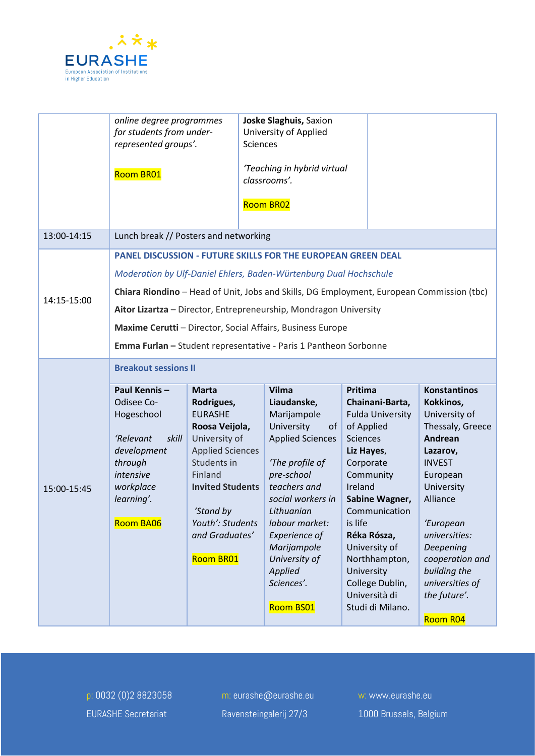| | | | | | |
|---|---|---|---|---|---|
| | *online degree programmes for students from under-represented groups'.* Room BR01 | | **Joske Slaghuis,** Saxion University of Applied Sciences *'Teaching in hybrid virtual classrooms'.* Room BR02 | | |
| 13:00-14:15 | Lunch break // Posters and networking | | | | |
| 14:15-15:00 | **PANEL DISCUSSION - FUTURE SKILLS FOR THE EUROPEAN GREEN DEAL** *Moderation by Ulf-Daniel Ehlers, Baden-Würtenburg Dual Hochschule* **Chiara Riondino** – Head of Unit, Jobs and Skills, DG Employment, European Commission (tbc) **Aitor Lizartza** – Director, Entrepreneurship, Mondragon University **Maxime Cerutti** – Director, Social Affairs, Business Europe **Emma Furlan –** Student representative - Paris 1 Pantheon Sorbonne | | | | |
| 15:00-15:45 | **Breakout sessions II** | | | | |
| | **Paul Kennis –** Odisee Co-Hogeschool *'Relevant skill development through intensive workplace learning'.* Room BA06 | **Marta Rodrigues,** EURASHE **Roosa Veijola,** University of Applied Sciences Students in Finland **Invited Students** *'Stand by Youth': Students and Graduates'* Room BR01 | **Vilma Liaudanske,** Marijampole University of Applied Sciences *'The profile of pre-school teachers and social workers in Lithuanian labour market: Experience of Marijampole University of Applied Sciences'.* Room BS01 | **Pritima Chainani-Barta,** Fulda University of Applied Sciences **Liz Hayes,** Corporate Community Ireland **Sabine Wagner,** Communication is life **Réka Rósza,** University of Northhampton, University College Dublin, Università di Studi di Milano. | **Konstantinos Kokkinos,** University of Thessaly, Greece **Andrean Lazarov,** INVEST European University Alliance *'European universities: Deepening cooperation and building the universities of the future'.* Room R04 |

p: 0032 (0)2 8823058
EURASHE Secretariat

m: eurashe@eurashe.eu
Ravensteingalerij 27/3

w: www.eurashe.eu
1000 Brussels, Belgium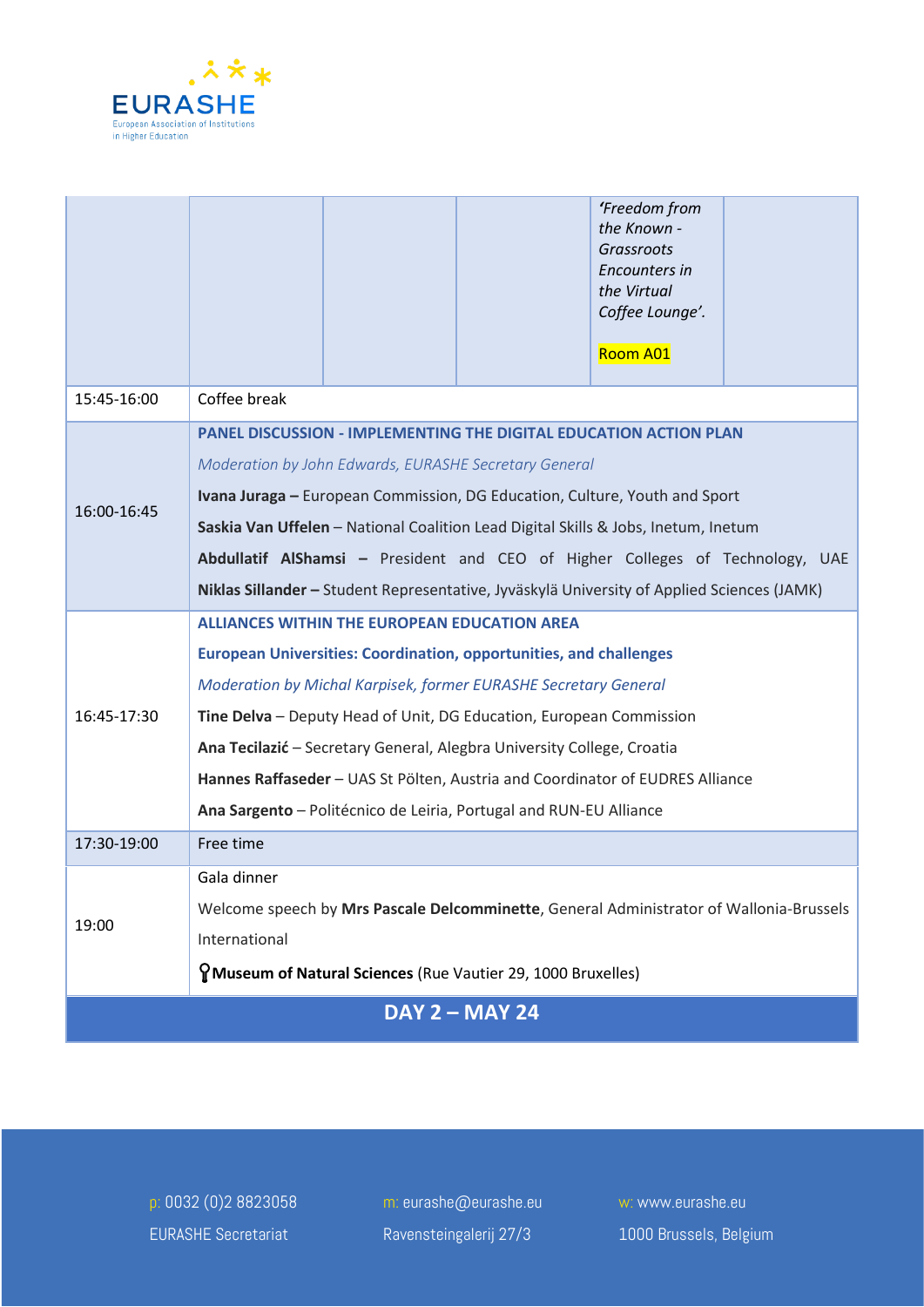| | | | | | | |
|---|---|---|---|---|---|---|
| | | | | *'Freedom from the Known - Grassroots Encounters in the Virtual Coffee Lounge'.*<br><br>Room A01 | | |
| 15:45-16:00 | Coffee break | | | | | |
| 16:00-16:45 | **PANEL DISCUSSION - IMPLEMENTING THE DIGITAL EDUCATION ACTION PLAN**<br>*Moderation by John Edwards, EURASHE Secretary General*<br>**Ivana Juraga –** European Commission, DG Education, Culture, Youth and Sport<br>**Saskia Van Uffelen** – National Coalition Lead Digital Skills & Jobs, Inetum, Inetum<br>**Abdullatif AlShamsi –** President and CEO of Higher Colleges of Technology, UAE<br>**Niklas Sillander –** Student Representative, Jyväskylä University of Applied Sciences (JAMK) | | | | | |
| 16:45-17:30 | **ALLIANCES WITHIN THE EUROPEAN EDUCATION AREA**<br>**European Universities: Coordination, opportunities, and challenges**<br>*Moderation by Michal Karpisek, former EURASHE Secretary General*<br>**Tine Delva** – Deputy Head of Unit, DG Education, European Commission<br>**Ana Tecilazić** – Secretary General, Alegbra University College, Croatia<br>**Hannes Raffaseder** – UAS St Pölten, Austria and Coordinator of EUDRES Alliance<br>**Ana Sargento** – Politécnico de Leiria, Portugal and RUN-EU Alliance | | | | | |
| 17:30-19:00 | Free time | | | | | |
| 19:00 | Gala dinner<br>Welcome speech by **Mrs Pascale Delcomminette**, General Administrator of Wallonia-Brussels International<br>**Museum of Natural Sciences** (Rue Vautier 29, 1000 Bruxelles) | | | | | |

## DAY 2 – MAY 24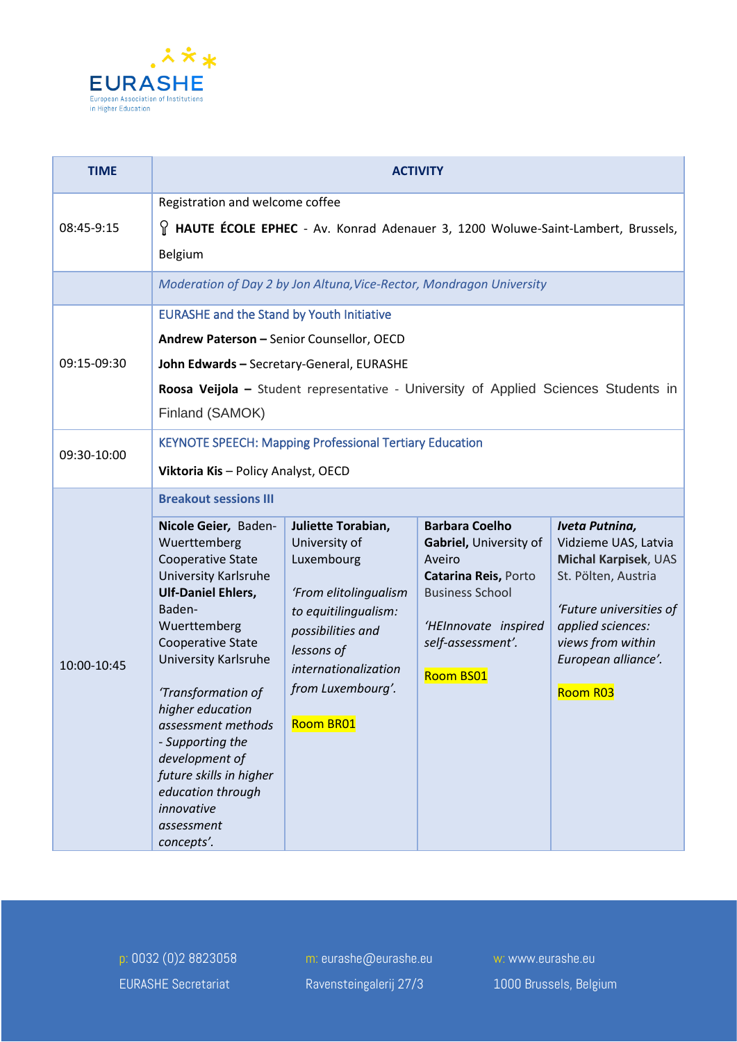| TIME | ACTIVITY | | | |
|---|---|---|---|---|
| 08:45-9:15 | Registration and welcome coffee<br>**HAUTE ÉCOLE EPHEC** - Av. Konrad Adenauer 3, 1200 Woluwe-Saint-Lambert, Brussels, Belgium | | | |
| | *Moderation of Day 2 by Jon Altuna, Vice-Rector, Mondragon University* | | | |
| 09:15-09:30 | EURASHE and the Stand by Youth Initiative<br>**Andrew Paterson –** Senior Counsellor, OECD<br>**John Edwards –** Secretary-General, EURASHE<br>**Roosa Veijola –** Student representative - University of Applied Sciences Students in Finland (SAMOK) | | | |
| 09:30-10:00 | KEYNOTE SPEECH: Mapping Professional Tertiary Education<br>**Viktoria Kis** – Policy Analyst, OECD | | | |
| | **Breakout sessions III** | | | |
| 10:00-10:45 | **Nicole Geier,** Baden-Wuerttemberg Cooperative State University Karlsruhe<br>**Ulf-Daniel Ehlers,** Baden-Wuerttemberg Cooperative State University Karlsruhe<br><br>*'Transformation of higher education assessment methods - Supporting the development of future skills in higher education through innovative assessment concepts'.* | **Juliette Torabian,** University of Luxembourg<br><br>*'From elitolingualism to equitilingualism: possibilities and lessons of internationalization from Luxembourg'.*<br><br>Room BR01 | **Barbara Coelho Gabriel,** University of Aveiro<br>**Catarina Reis,** Porto Business School<br><br>*'HEInnovate inspired self-assessment'.*<br><br>Room BS01 | ***Iveta Putnina,*** Vidzieme UAS, Latvia<br>**Michal Karpisek**, UAS St. Pölten, Austria<br><br>*'Future universities of applied sciences: views from within European alliance'.*<br><br>Room R03 |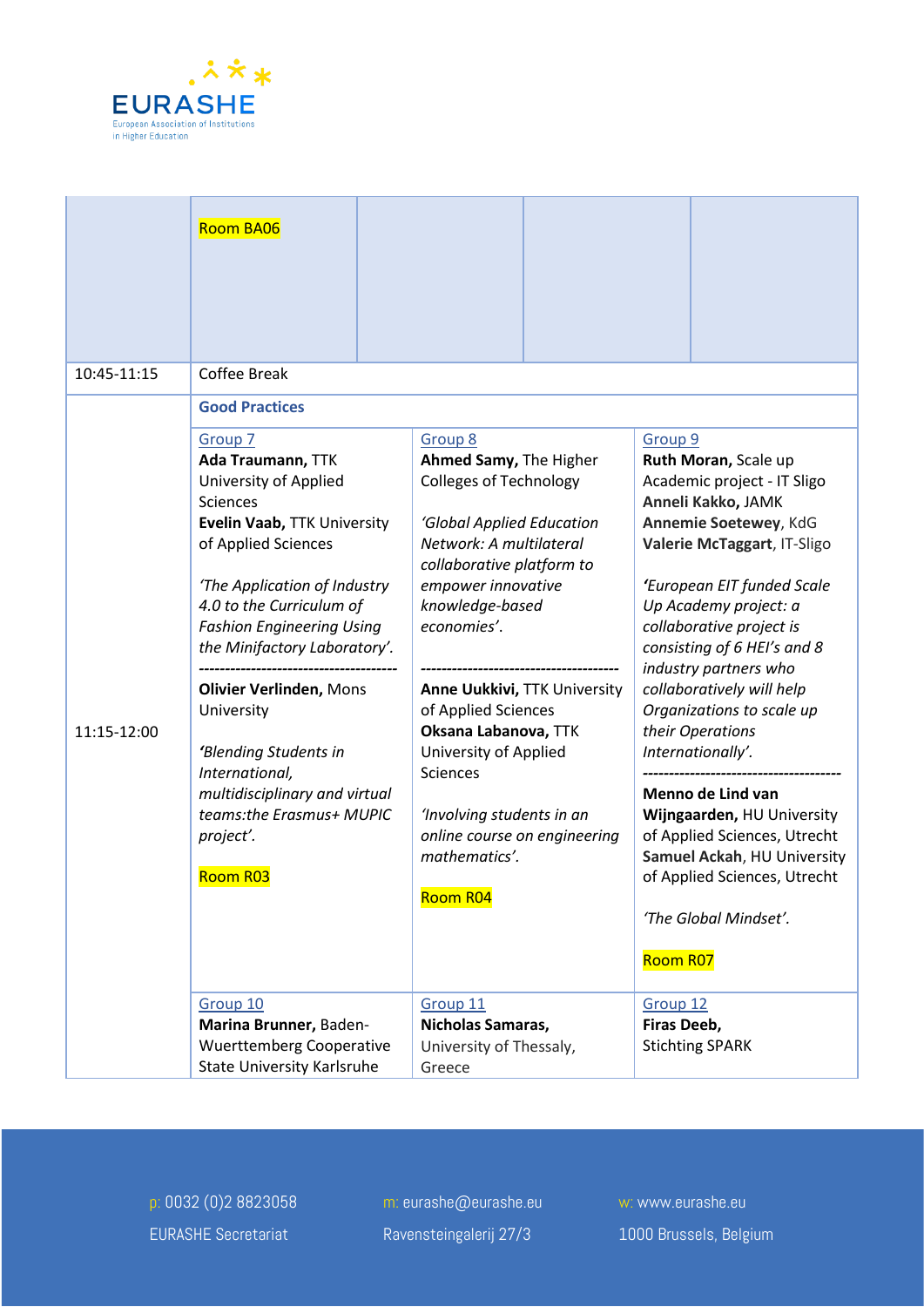| | | | | |
|---|---|---|---|---|
| | Room BA06 | | | |
| 10:45-11:15 | Coffee Break | | | |

| | | | |
|---|---|---|---|
| 11:15-12:00 | **Good Practices** | | |
| | Group 7<br>**Ada Traumann,** TTK University of Applied Sciences<br>**Evelin Vaab,** TTK University of Applied Sciences<br><br>*'The Application of Industry 4.0 to the Curriculum of Fashion Engineering Using the Minifactory Laboratory'.*<br>----------------------------------------<br>**Olivier Verlinden,** Mons University<br><br>*'Blending Students in International, multidisciplinary and virtual teams:the Erasmus+ MUPIC project'.*<br><br>Room R03 | Group 8<br>**Ahmed Samy,** The Higher Colleges of Technology<br><br>*'Global Applied Education Network: A multilateral collaborative platform to empower innovative knowledge-based economies'.*<br><br>----------------------------------------<br>**Anne Uukkivi,** TTK University of Applied Sciences<br>**Oksana Labanova,** TTK University of Applied Sciences<br><br>*'Involving students in an online course on engineering mathematics'.*<br><br>Room R04 | Group 9<br>**Ruth Moran,** Scale up Academic project - IT Sligo<br>**Anneli Kakko,** JAMK<br>**Annemie Soetewey**, KdG<br>**Valerie McTaggart**, IT-Sligo<br><br>*'European EIT funded Scale Up Academy project: a collaborative project is consisting of 6 HEI's and 8 industry partners who collaboratively will help Organizations to scale up their Operations Internationally'.*<br>----------------------------------------<br>**Menno de Lind van Wijngaarden,** HU University of Applied Sciences, Utrecht<br>**Samuel Ackah**, HU University of Applied Sciences, Utrecht<br><br>*'The Global Mindset'.*<br><br>Room R07 |
| | Group 10<br>**Marina Brunner,** Baden-Wuerttemberg Cooperative State University Karlsruhe | Group 11<br>**Nicholas Samaras,** University of Thessaly, Greece | Group 12<br>**Firas Deeb,** Stichting SPARK |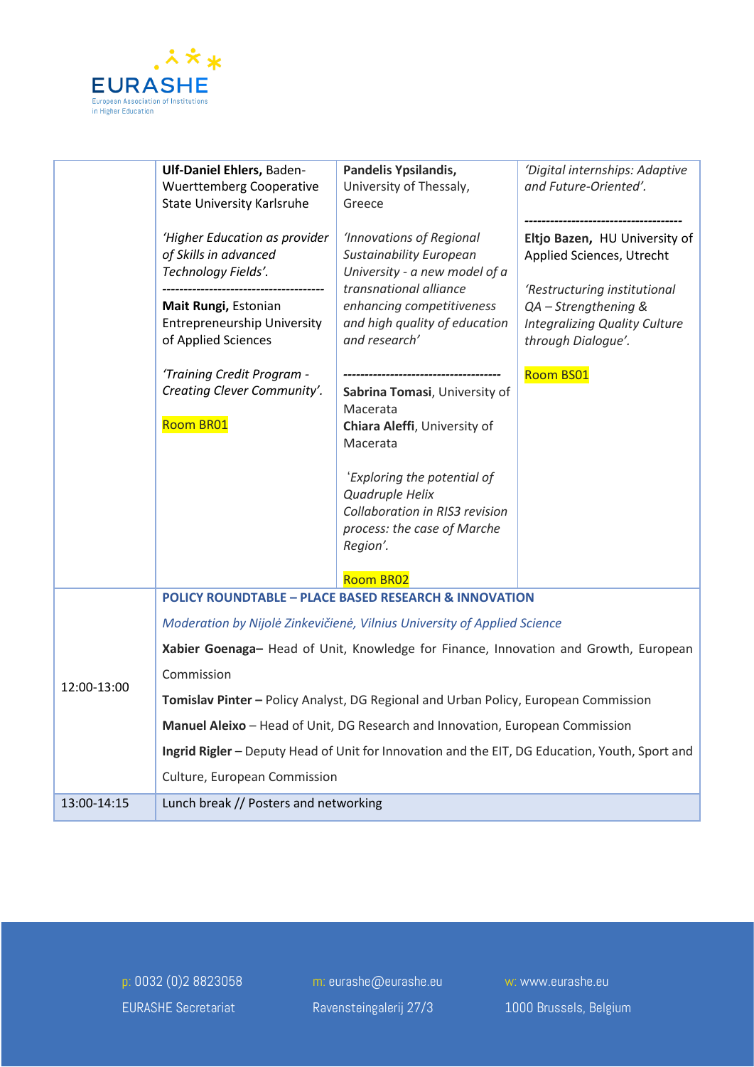| | | | |
|---|---|---|---|
| | **Ulf-Daniel Ehlers,** Baden-Wuerttemberg Cooperative State University Karlsruhe<br><br>*'Higher Education as provider of Skills in advanced Technology Fields'.*<br>--------------------------------------<br>**Mait Rungi,** Estonian Entrepreneurship University of Applied Sciences<br><br>*'Training Credit Program - Creating Clever Community'.*<br><br>Room BR01 | **Pandelis Ypsilandis,** University of Thessaly, Greece<br><br>*'Innovations of Regional Sustainability European University - a new model of a transnational alliance enhancing competitiveness and high quality of education and research'*<br><br>--------------------------------------<br>**Sabrina Tomasi**, University of Macerata<br>**Chiara Aleffi**, University of Macerata<br><br>*'Exploring the potential of Quadruple Helix Collaboration in RIS3 revision process: the case of Marche Region'.*<br><br>Room BR02 | *'Digital internships: Adaptive and Future-Oriented'.*<br><br>--------------------------------------<br>**Eltjo Bazen,** HU University of Applied Sciences, Utrecht<br><br>*'Restructuring institutional QA – Strengthening & Integralizing Quality Culture through Dialogue'.*<br><br>Room BS01 |
| 12:00-13:00 | **POLICY ROUNDTABLE – PLACE BASED RESEARCH & INNOVATION**<br>*Moderation by Nijolė Zinkevičienė, Vilnius University of Applied Science*<br>**Xabier Goenaga–** Head of Unit, Knowledge for Finance, Innovation and Growth, European Commission<br>**Tomislav Pinter –** Policy Analyst, DG Regional and Urban Policy, European Commission<br>**Manuel Aleixo** – Head of Unit, DG Research and Innovation, European Commission<br>**Ingrid Rigler** – Deputy Head of Unit for Innovation and the EIT, DG Education, Youth, Sport and Culture, European Commission | | |
| 13:00-14:15 | Lunch break // Posters and networking | | |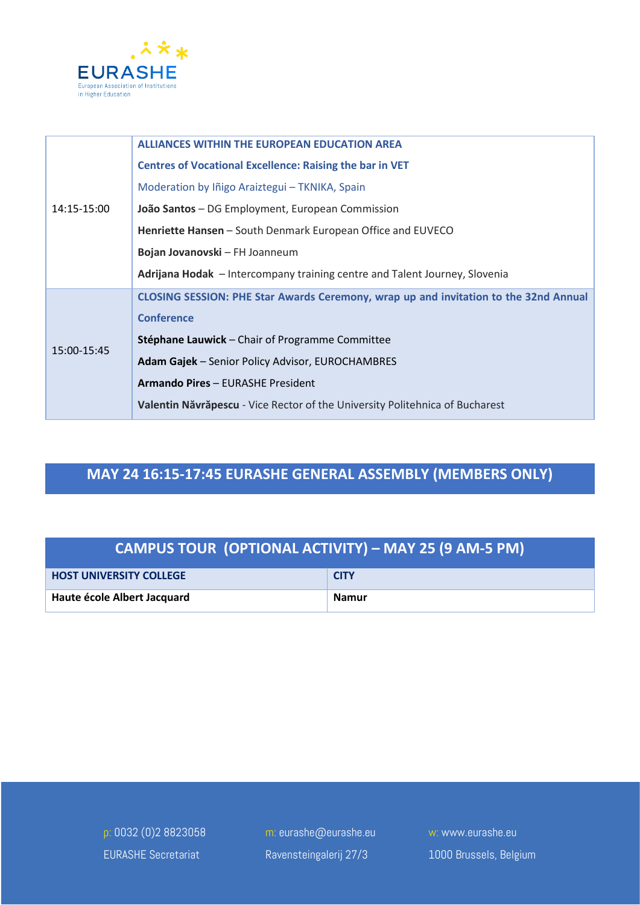| | |
|---|---|
| 14:15-15:00 | **ALLIANCES WITHIN THE EUROPEAN EDUCATION AREA**<br>**Centres of Vocational Excellence: Raising the bar in VET**<br>Moderation by Iñigo Araiztegui – TKNIKA, Spain<br>**João Santos** – DG Employment, European Commission<br>**Henriette Hansen** – South Denmark European Office and EUVECO<br>**Bojan Jovanovski** – FH Joanneum<br>**Adrijana Hodak** – Intercompany training centre and Talent Journey, Slovenia |
| 15:00-15:45 | **CLOSING SESSION: PHE Star Awards Ceremony, wrap up and invitation to the 32nd Annual Conference**<br>**Stéphane Lauwick** – Chair of Programme Committee<br>**Adam Gajek** – Senior Policy Advisor, EUROCHAMBRES<br>**Armando Pires** – EURASHE President<br>**Valentin Năvrăpescu** - Vice Rector of the University Politehnica of Bucharest |

## MAY 24 16:15-17:45 EURASHE GENERAL ASSEMBLY (MEMBERS ONLY)

## CAMPUS TOUR (OPTIONAL ACTIVITY) – MAY 25 (9 AM-5 PM)

| HOST UNIVERSITY COLLEGE | CITY |
|---|---|
| **Haute école Albert Jacquard** | **Namur** |

p: 0032 (0)2 8823058
EURASHE Secretariat

m: eurashe@eurashe.eu
Ravensteingalerij 27/3

w: www.eurashe.eu
1000 Brussels, Belgium